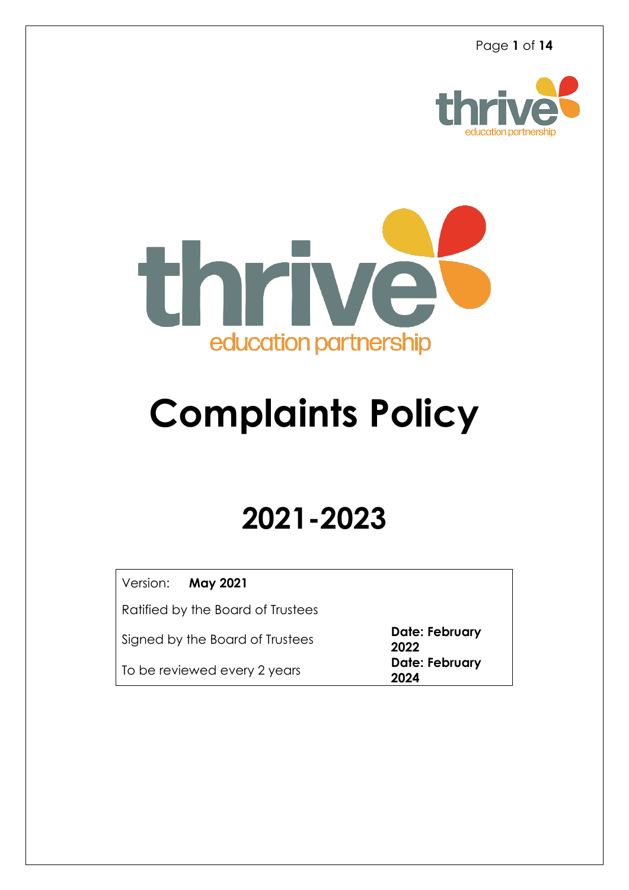thrive

education partnership

# Complaints Policy

# 2021-2023

| Version: **May 2021** | |
|---|---|
| Ratified by the Board of Trustees | |
| Signed by the Board of Trustees | **Date: February 2022** |
| To be reviewed every 2 years | **Date: February 2024** |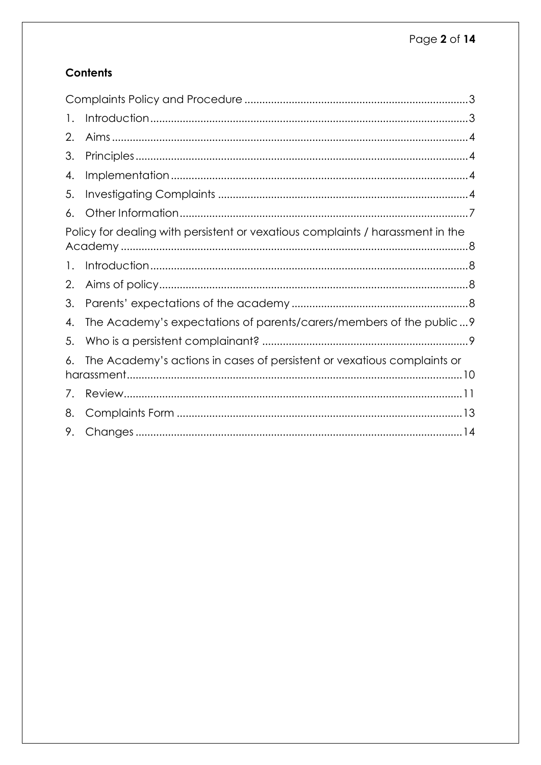**Contents**

Complaints Policy and Procedure ............................................................................3

1. Introduction..........................................................................................................3
2. Aims .......................................................................................................................4
3. Principles ...............................................................................................................4
4. Implementation ...................................................................................................4
5. Investigating Complaints ....................................................................................4
6. Other Information .................................................................................................7

Policy for dealing with persistent or vexatious complaints / harassment in the Academy .....................................................................................................................8

1. Introduction..........................................................................................................8
2. Aims of policy.......................................................................................................8
3. Parents' expectations of the academy ............................................................8
4. The Academy's expectations of parents/carers/members of the public ...9
5. Who is a persistent complainant? .....................................................................9
6. The Academy's actions in cases of persistent or vexatious complaints or harassment.................................................................................................................10
7. Review.................................................................................................................11
8. Complaints Form ................................................................................................13
9. Changes .............................................................................................................14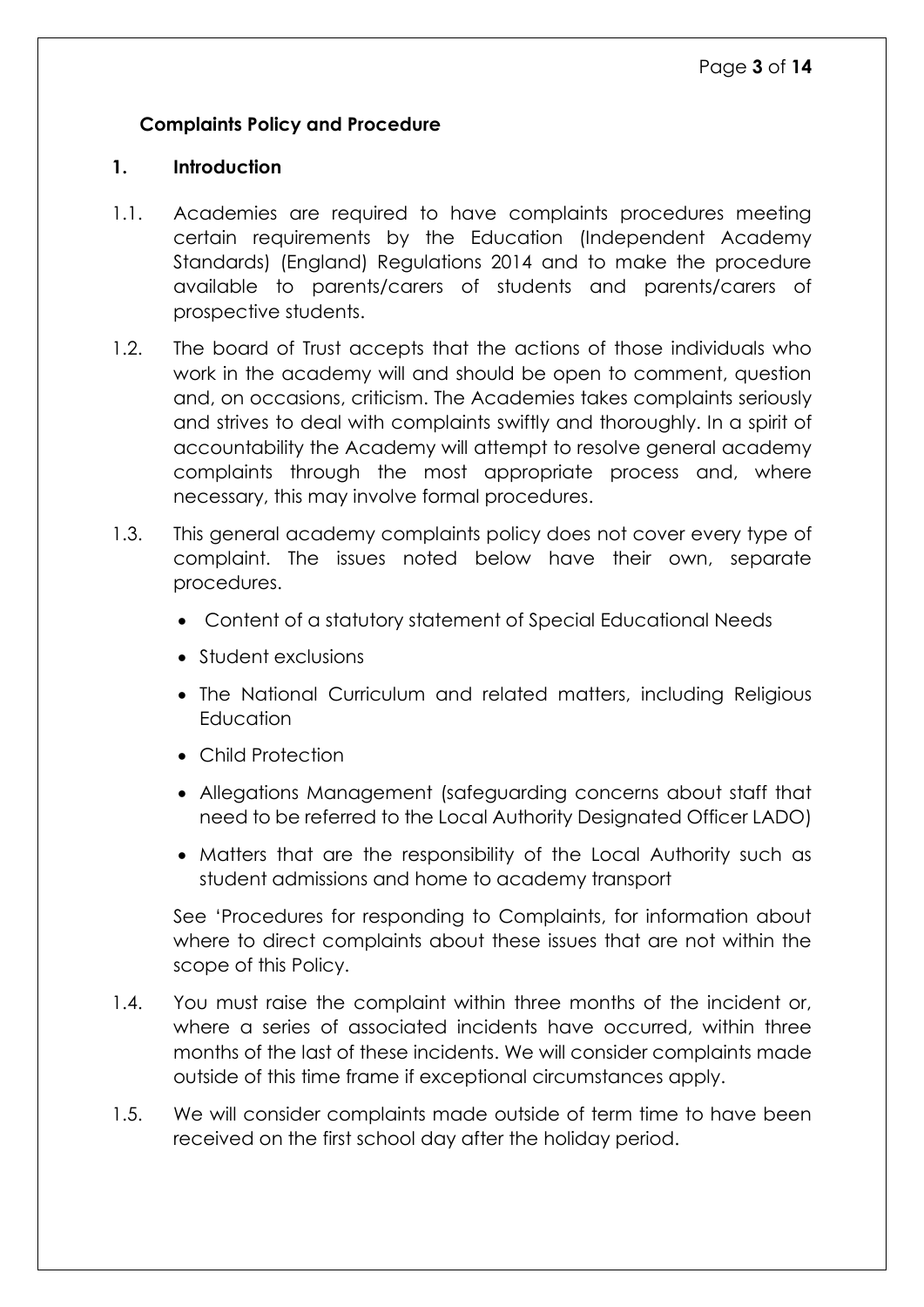## Complaints Policy and Procedure

### 1. Introduction

1.1. Academies are required to have complaints procedures meeting certain requirements by the Education (Independent Academy Standards) (England) Regulations 2014 and to make the procedure available to parents/carers of students and parents/carers of prospective students.

1.2. The board of Trust accepts that the actions of those individuals who work in the academy will and should be open to comment, question and, on occasions, criticism. The Academies takes complaints seriously and strives to deal with complaints swiftly and thoroughly. In a spirit of accountability the Academy will attempt to resolve general academy complaints through the most appropriate process and, where necessary, this may involve formal procedures.

1.3. This general academy complaints policy does not cover every type of complaint. The issues noted below have their own, separate procedures.

- Content of a statutory statement of Special Educational Needs
- Student exclusions
- The National Curriculum and related matters, including Religious Education
- Child Protection
- Allegations Management (safeguarding concerns about staff that need to be referred to the Local Authority Designated Officer LADO)
- Matters that are the responsibility of the Local Authority such as student admissions and home to academy transport

See 'Procedures for responding to Complaints, for information about where to direct complaints about these issues that are not within the scope of this Policy.

1.4. You must raise the complaint within three months of the incident or, where a series of associated incidents have occurred, within three months of the last of these incidents. We will consider complaints made outside of this time frame if exceptional circumstances apply.

1.5. We will consider complaints made outside of term time to have been received on the first school day after the holiday period.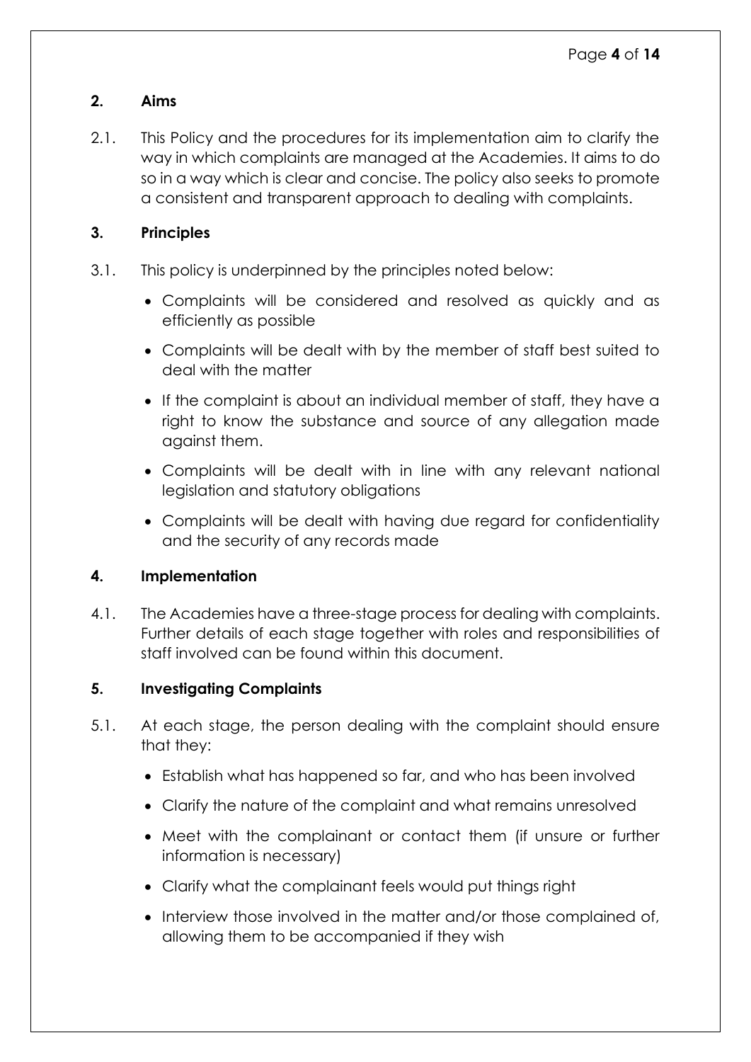## 2. Aims

2.1. This Policy and the procedures for its implementation aim to clarify the way in which complaints are managed at the Academies. It aims to do so in a way which is clear and concise. The policy also seeks to promote a consistent and transparent approach to dealing with complaints.

## 3. Principles

3.1. This policy is underpinned by the principles noted below:

- Complaints will be considered and resolved as quickly and as efficiently as possible
- Complaints will be dealt with by the member of staff best suited to deal with the matter
- If the complaint is about an individual member of staff, they have a right to know the substance and source of any allegation made against them.
- Complaints will be dealt with in line with any relevant national legislation and statutory obligations
- Complaints will be dealt with having due regard for confidentiality and the security of any records made

## 4. Implementation

4.1. The Academies have a three-stage process for dealing with complaints. Further details of each stage together with roles and responsibilities of staff involved can be found within this document.

## 5. Investigating Complaints

5.1. At each stage, the person dealing with the complaint should ensure that they:

- Establish what has happened so far, and who has been involved
- Clarify the nature of the complaint and what remains unresolved
- Meet with the complainant or contact them (if unsure or further information is necessary)
- Clarify what the complainant feels would put things right
- Interview those involved in the matter and/or those complained of, allowing them to be accompanied if they wish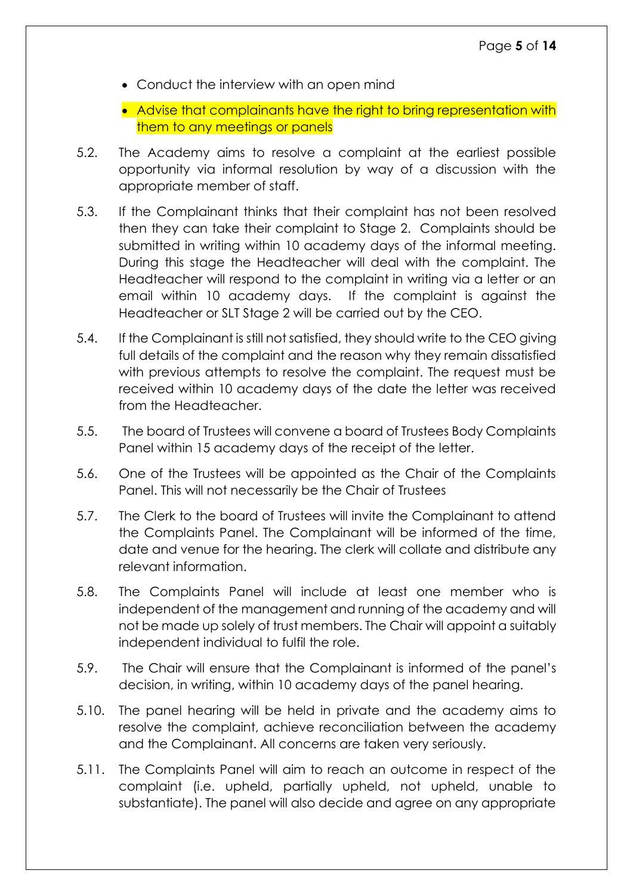- Conduct the interview with an open mind
- Advise that complainants have the right to bring representation with them to any meetings or panels

5.2. The Academy aims to resolve a complaint at the earliest possible opportunity via informal resolution by way of a discussion with the appropriate member of staff.

5.3. If the Complainant thinks that their complaint has not been resolved then they can take their complaint to Stage 2. Complaints should be submitted in writing within 10 academy days of the informal meeting. During this stage the Headteacher will deal with the complaint. The Headteacher will respond to the complaint in writing via a letter or an email within 10 academy days. If the complaint is against the Headteacher or SLT Stage 2 will be carried out by the CEO.

5.4. If the Complainant is still not satisfied, they should write to the CEO giving full details of the complaint and the reason why they remain dissatisfied with previous attempts to resolve the complaint. The request must be received within 10 academy days of the date the letter was received from the Headteacher.

5.5. The board of Trustees will convene a board of Trustees Body Complaints Panel within 15 academy days of the receipt of the letter.

5.6. One of the Trustees will be appointed as the Chair of the Complaints Panel. This will not necessarily be the Chair of Trustees

5.7. The Clerk to the board of Trustees will invite the Complainant to attend the Complaints Panel. The Complainant will be informed of the time, date and venue for the hearing. The clerk will collate and distribute any relevant information.

5.8. The Complaints Panel will include at least one member who is independent of the management and running of the academy and will not be made up solely of trust members. The Chair will appoint a suitably independent individual to fulfil the role.

5.9. The Chair will ensure that the Complainant is informed of the panel's decision, in writing, within 10 academy days of the panel hearing.

5.10. The panel hearing will be held in private and the academy aims to resolve the complaint, achieve reconciliation between the academy and the Complainant. All concerns are taken very seriously.

5.11. The Complaints Panel will aim to reach an outcome in respect of the complaint (i.e. upheld, partially upheld, not upheld, unable to substantiate). The panel will also decide and agree on any appropriate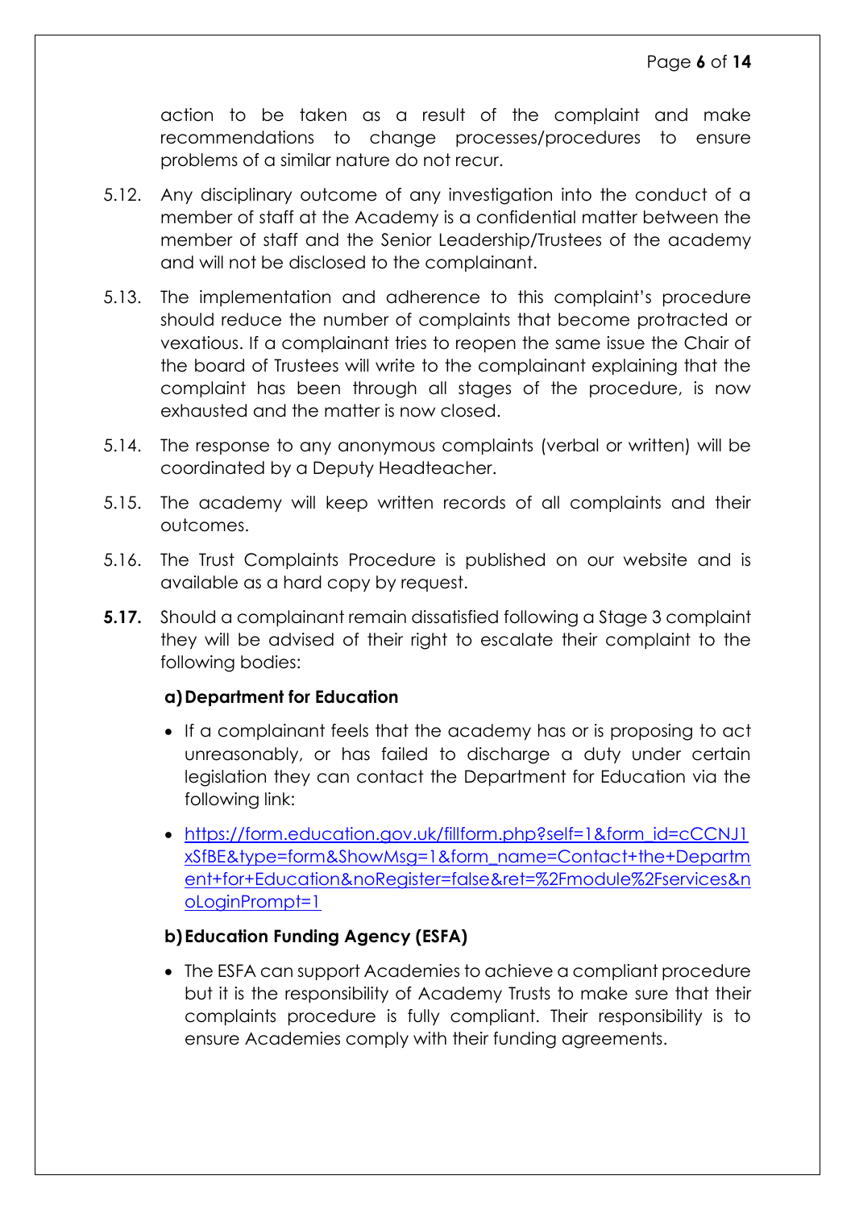action to be taken as a result of the complaint and make recommendations to change processes/procedures to ensure problems of a similar nature do not recur.

5.12. Any disciplinary outcome of any investigation into the conduct of a member of staff at the Academy is a confidential matter between the member of staff and the Senior Leadership/Trustees of the academy and will not be disclosed to the complainant.

5.13. The implementation and adherence to this complaint's procedure should reduce the number of complaints that become protracted or vexatious. If a complainant tries to reopen the same issue the Chair of the board of Trustees will write to the complainant explaining that the complaint has been through all stages of the procedure, is now exhausted and the matter is now closed.

5.14. The response to any anonymous complaints (verbal or written) will be coordinated by a Deputy Headteacher.

5.15. The academy will keep written records of all complaints and their outcomes.

5.16. The Trust Complaints Procedure is published on our website and is available as a hard copy by request.

**5.17.** Should a complainant remain dissatisfied following a Stage 3 complaint they will be advised of their right to escalate their complaint to the following bodies:

**a) Department for Education**

- If a complainant feels that the academy has or is proposing to act unreasonably, or has failed to discharge a duty under certain legislation they can contact the Department for Education via the following link:
- [https://form.education.gov.uk/fillform.php?self=1&form_id=cCCNJ1xSfBE&type=form&ShowMsg=1&form_name=Contact+the+Department+for+Education&noRegister=false&ret=%2Fmodule%2Fservices&noLoginPrompt=1](https://form.education.gov.uk/fillform.php?self=1&form_id=cCCNJ1xSfBE&type=form&ShowMsg=1&form_name=Contact+the+Department+for+Education&noRegister=false&ret=%2Fmodule%2Fservices&noLoginPrompt=1)

**b) Education Funding Agency (ESFA)**

- The ESFA can support Academies to achieve a compliant procedure but it is the responsibility of Academy Trusts to make sure that their complaints procedure is fully compliant. Their responsibility is to ensure Academies comply with their funding agreements.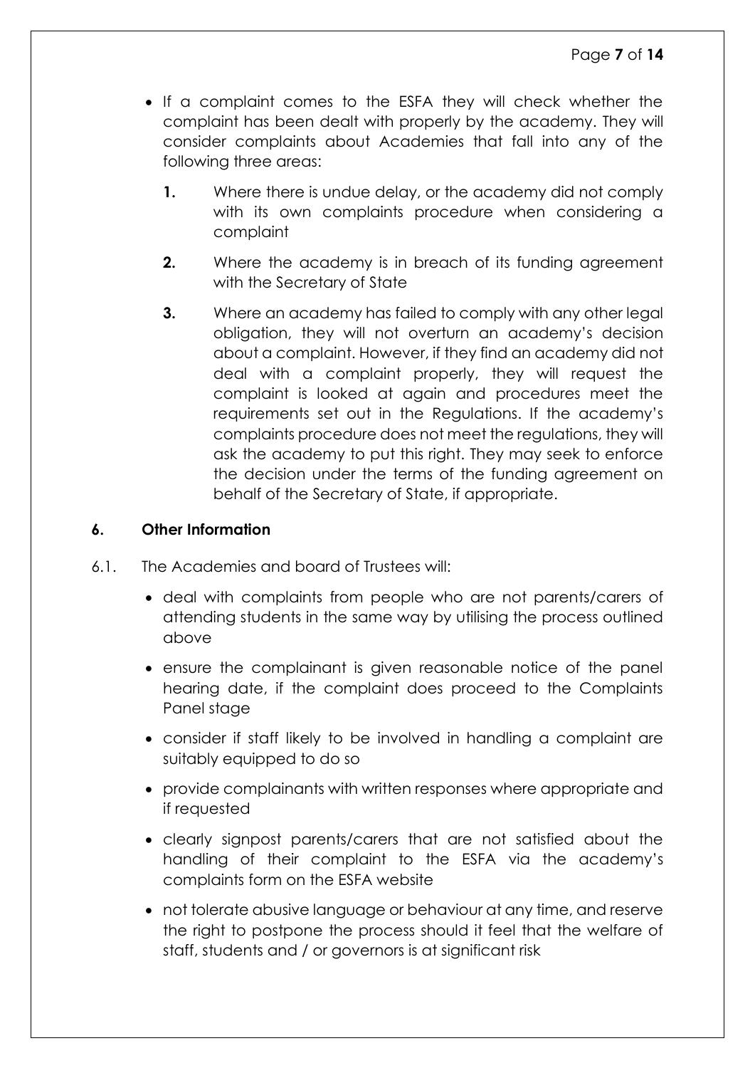- If a complaint comes to the ESFA they will check whether the complaint has been dealt with properly by the academy. They will consider complaints about Academies that fall into any of the following three areas:

  1. Where there is undue delay, or the academy did not comply with its own complaints procedure when considering a complaint
  2. Where the academy is in breach of its funding agreement with the Secretary of State
  3. Where an academy has failed to comply with any other legal obligation, they will not overturn an academy's decision about a complaint. However, if they find an academy did not deal with a complaint properly, they will request the complaint is looked at again and procedures meet the requirements set out in the Regulations. If the academy's complaints procedure does not meet the regulations, they will ask the academy to put this right. They may seek to enforce the decision under the terms of the funding agreement on behalf of the Secretary of State, if appropriate.

## 6. Other Information

6.1. The Academies and board of Trustees will:

- deal with complaints from people who are not parents/carers of attending students in the same way by utilising the process outlined above
- ensure the complainant is given reasonable notice of the panel hearing date, if the complaint does proceed to the Complaints Panel stage
- consider if staff likely to be involved in handling a complaint are suitably equipped to do so
- provide complainants with written responses where appropriate and if requested
- clearly signpost parents/carers that are not satisfied about the handling of their complaint to the ESFA via the academy's complaints form on the ESFA website
- not tolerate abusive language or behaviour at any time, and reserve the right to postpone the process should it feel that the welfare of staff, students and / or governors is at significant risk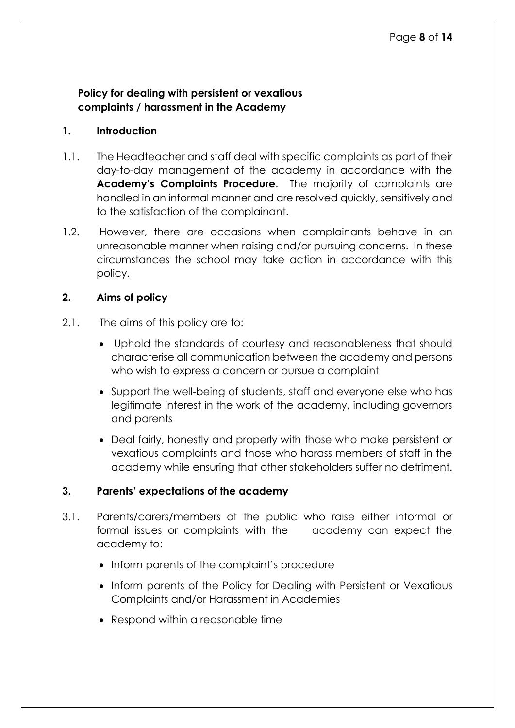**Policy for dealing with persistent or vexatious complaints / harassment in the Academy**

## 1. Introduction

1.1. The Headteacher and staff deal with specific complaints as part of their day-to-day management of the academy in accordance with the **Academy's Complaints Procedure**. The majority of complaints are handled in an informal manner and are resolved quickly, sensitively and to the satisfaction of the complainant.

1.2. However, there are occasions when complainants behave in an unreasonable manner when raising and/or pursuing concerns. In these circumstances the school may take action in accordance with this policy.

## 2. Aims of policy

2.1. The aims of this policy are to:

- Uphold the standards of courtesy and reasonableness that should characterise all communication between the academy and persons who wish to express a concern or pursue a complaint
- Support the well-being of students, staff and everyone else who has legitimate interest in the work of the academy, including governors and parents
- Deal fairly, honestly and properly with those who make persistent or vexatious complaints and those who harass members of staff in the academy while ensuring that other stakeholders suffer no detriment.

## 3. Parents' expectations of the academy

3.1. Parents/carers/members of the public who raise either informal or formal issues or complaints with the academy can expect the academy to:

- Inform parents of the complaint's procedure
- Inform parents of the Policy for Dealing with Persistent or Vexatious Complaints and/or Harassment in Academies
- Respond within a reasonable time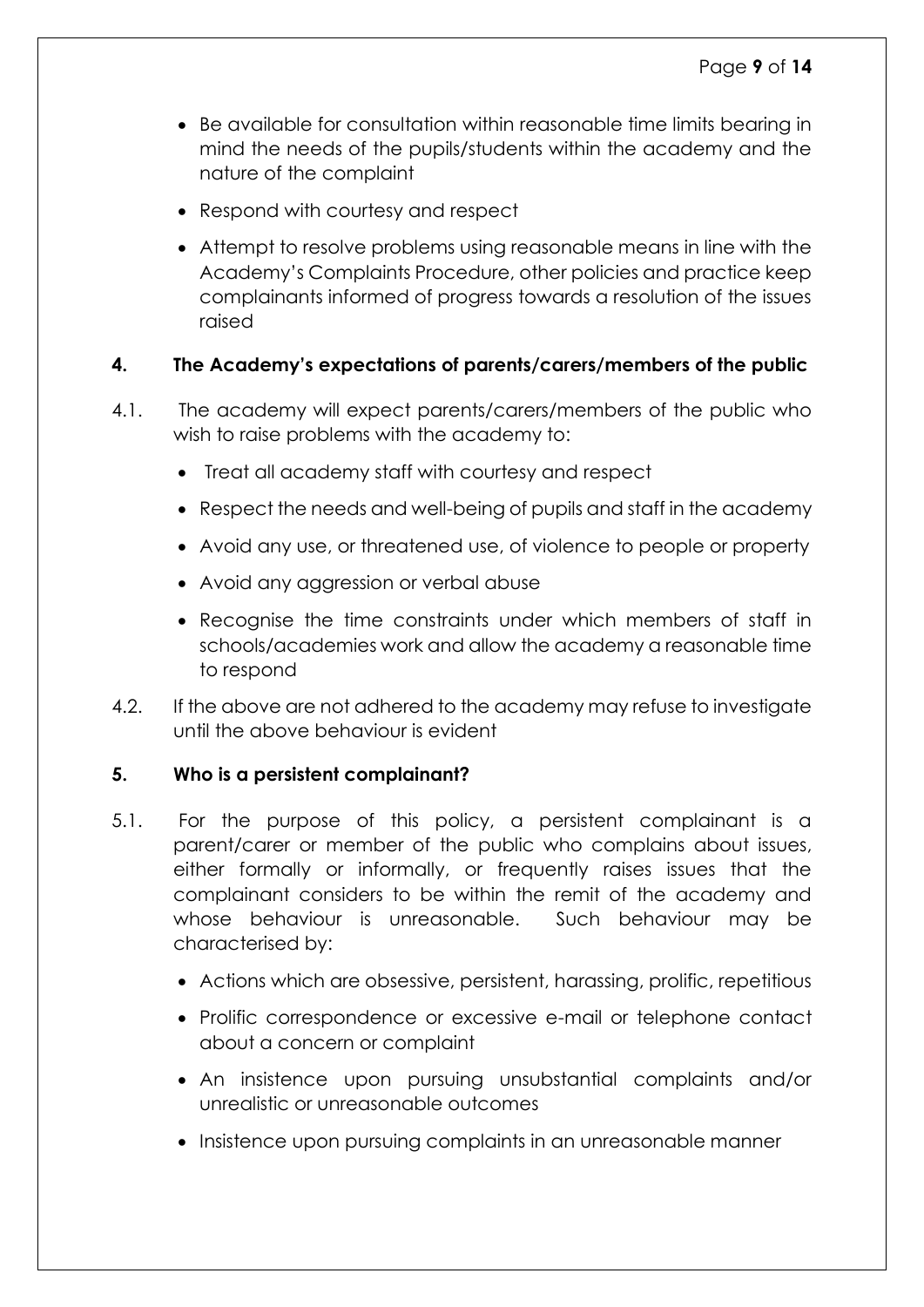- Be available for consultation within reasonable time limits bearing in mind the needs of the pupils/students within the academy and the nature of the complaint
- Respond with courtesy and respect
- Attempt to resolve problems using reasonable means in line with the Academy's Complaints Procedure, other policies and practice keep complainants informed of progress towards a resolution of the issues raised

## 4. The Academy's expectations of parents/carers/members of the public

4.1. The academy will expect parents/carers/members of the public who wish to raise problems with the academy to:

- Treat all academy staff with courtesy and respect
- Respect the needs and well-being of pupils and staff in the academy
- Avoid any use, or threatened use, of violence to people or property
- Avoid any aggression or verbal abuse
- Recognise the time constraints under which members of staff in schools/academies work and allow the academy a reasonable time to respond

4.2. If the above are not adhered to the academy may refuse to investigate until the above behaviour is evident

## 5. Who is a persistent complainant?

5.1. For the purpose of this policy, a persistent complainant is a parent/carer or member of the public who complains about issues, either formally or informally, or frequently raises issues that the complainant considers to be within the remit of the academy and whose behaviour is unreasonable. Such behaviour may be characterised by:

- Actions which are obsessive, persistent, harassing, prolific, repetitious
- Prolific correspondence or excessive e-mail or telephone contact about a concern or complaint
- An insistence upon pursuing unsubstantial complaints and/or unrealistic or unreasonable outcomes
- Insistence upon pursuing complaints in an unreasonable manner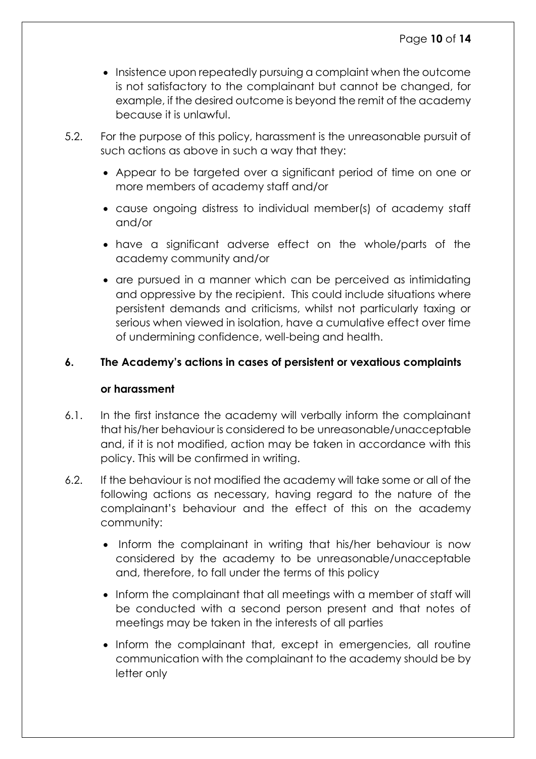- Insistence upon repeatedly pursuing a complaint when the outcome is not satisfactory to the complainant but cannot be changed, for example, if the desired outcome is beyond the remit of the academy because it is unlawful.

5.2. For the purpose of this policy, harassment is the unreasonable pursuit of such actions as above in such a way that they:

- Appear to be targeted over a significant period of time on one or more members of academy staff and/or
- cause ongoing distress to individual member(s) of academy staff and/or
- have a significant adverse effect on the whole/parts of the academy community and/or
- are pursued in a manner which can be perceived as intimidating and oppressive by the recipient. This could include situations where persistent demands and criticisms, whilst not particularly taxing or serious when viewed in isolation, have a cumulative effect over time of undermining confidence, well-being and health.

## 6. The Academy's actions in cases of persistent or vexatious complaints or harassment

6.1. In the first instance the academy will verbally inform the complainant that his/her behaviour is considered to be unreasonable/unacceptable and, if it is not modified, action may be taken in accordance with this policy. This will be confirmed in writing.

6.2. If the behaviour is not modified the academy will take some or all of the following actions as necessary, having regard to the nature of the complainant's behaviour and the effect of this on the academy community:

- Inform the complainant in writing that his/her behaviour is now considered by the academy to be unreasonable/unacceptable and, therefore, to fall under the terms of this policy
- Inform the complainant that all meetings with a member of staff will be conducted with a second person present and that notes of meetings may be taken in the interests of all parties
- Inform the complainant that, except in emergencies, all routine communication with the complainant to the academy should be by letter only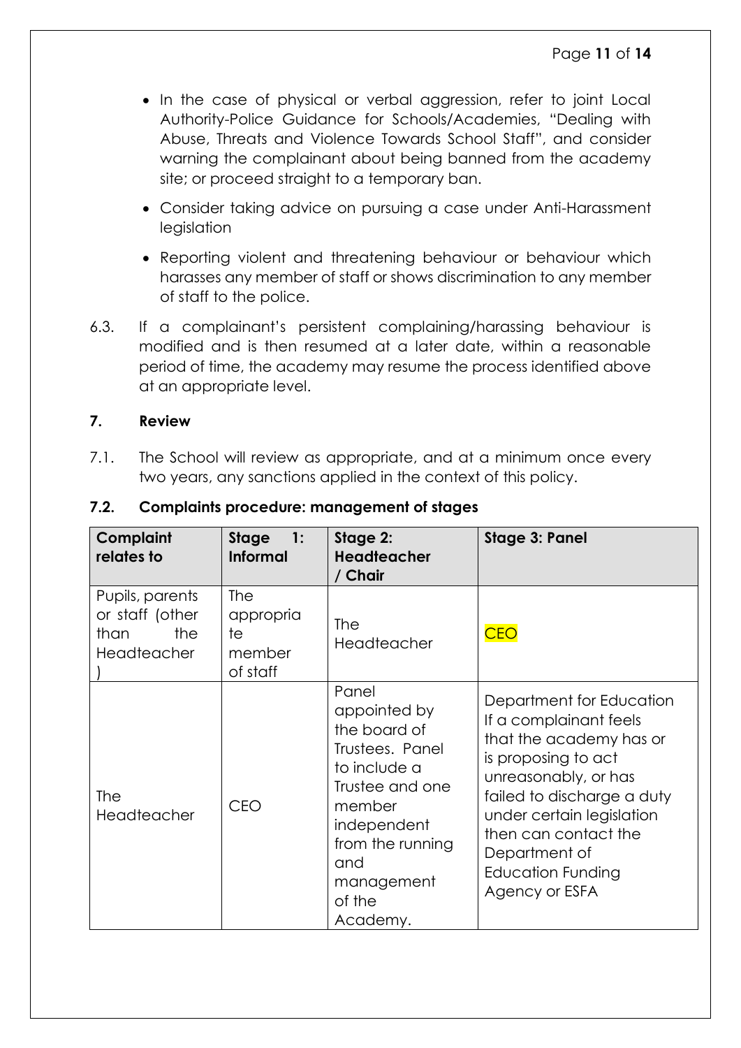- In the case of physical or verbal aggression, refer to joint Local Authority-Police Guidance for Schools/Academies, "Dealing with Abuse, Threats and Violence Towards School Staff", and consider warning the complainant about being banned from the academy site; or proceed straight to a temporary ban.
- Consider taking advice on pursuing a case under Anti-Harassment legislation
- Reporting violent and threatening behaviour or behaviour which harasses any member of staff or shows discrimination to any member of staff to the police.

6.3. If a complainant's persistent complaining/harassing behaviour is modified and is then resumed at a later date, within a reasonable period of time, the academy may resume the process identified above at an appropriate level.

## 7. Review

7.1. The School will review as appropriate, and at a minimum once every two years, any sanctions applied in the context of this policy.

### 7.2. Complaints procedure: management of stages

| Complaint relates to | Stage 1: Informal | Stage 2: Headteacher / Chair | Stage 3: Panel |
|---|---|---|---|
| Pupils, parents or staff (other than the Headteacher) | The appropriate member of staff | The Headteacher | CEO |
| The Headteacher | CEO | Panel appointed by the board of Trustees. Panel to include a Trustee and one member independent from the running and management of the Academy. | Department for Education If a complainant feels that the academy has or is proposing to act unreasonably, or has failed to discharge a duty under certain legislation then can contact the Department of Education Funding Agency or ESFA |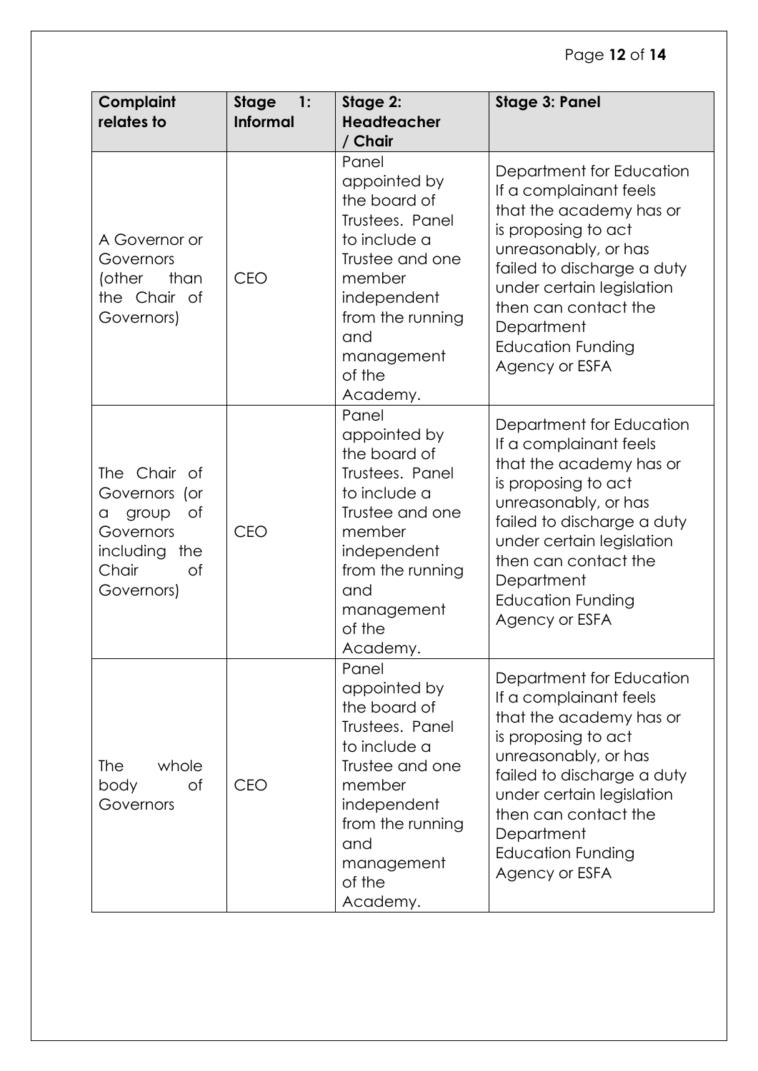| Complaint relates to | Stage 1: Informal | Stage 2: Headteacher / Chair | Stage 3: Panel |
|---|---|---|---|
| A Governor or Governors (other than the Chair of Governors) | CEO | Panel appointed by the board of Trustees. Panel to include a Trustee and one member independent from the running and management of the Academy. | Department for Education If a complainant feels that the academy has or is proposing to act unreasonably, or has failed to discharge a duty under certain legislation then can contact the Department Education Funding Agency or ESFA |
| The Chair of Governors (or a group of Governors including the Chair of Governors) | CEO | Panel appointed by the board of Trustees. Panel to include a Trustee and one member independent from the running and management of the Academy. | Department for Education If a complainant feels that the academy has or is proposing to act unreasonably, or has failed to discharge a duty under certain legislation then can contact the Department Education Funding Agency or ESFA |
| The whole body of Governors | CEO | Panel appointed by the board of Trustees. Panel to include a Trustee and one member independent from the running and management of the Academy. | Department for Education If a complainant feels that the academy has or is proposing to act unreasonably, or has failed to discharge a duty under certain legislation then can contact the Department Education Funding Agency or ESFA |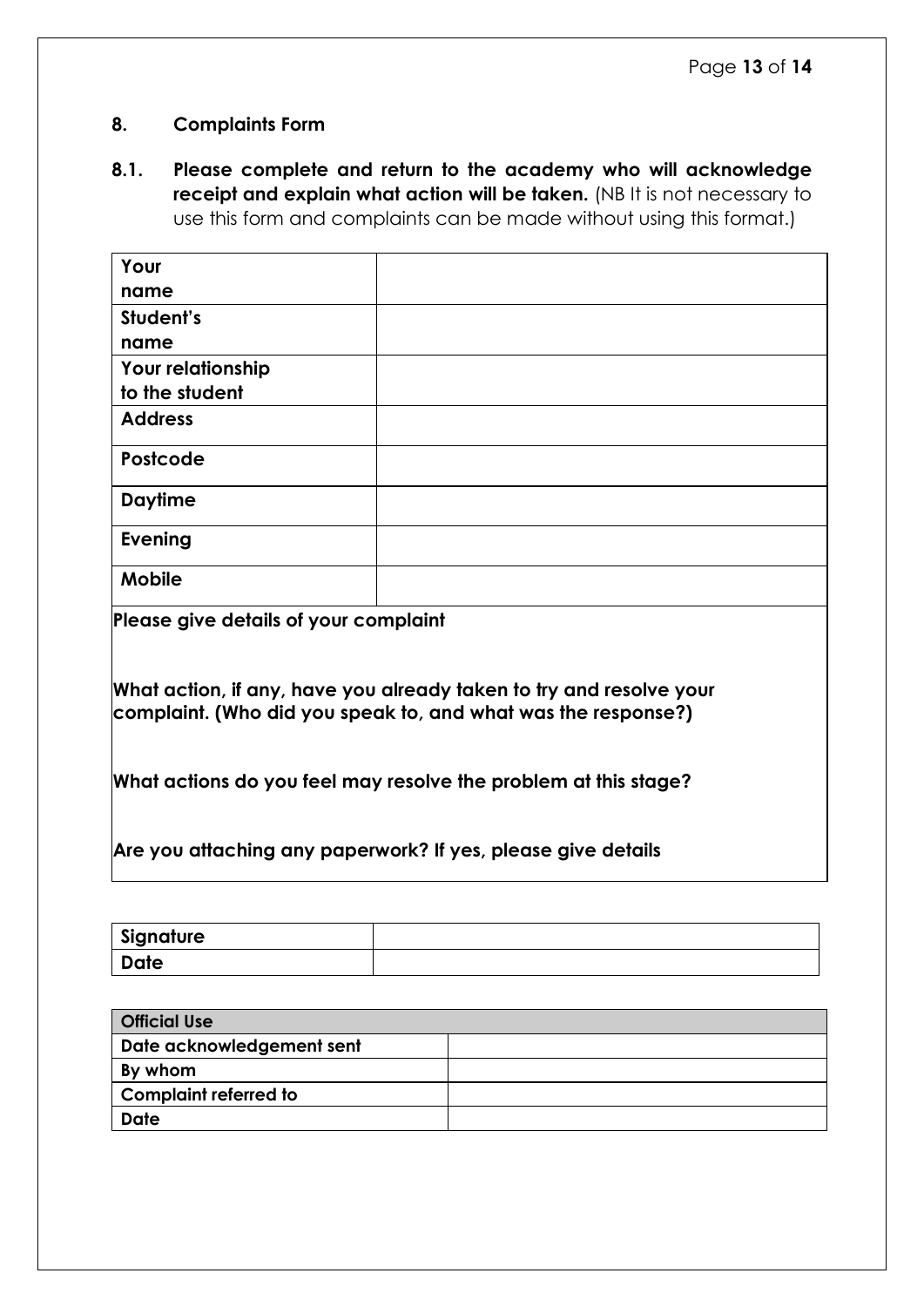## 8. Complaints Form

**8.1. Please complete and return to the academy who will acknowledge receipt and explain what action will be taken.** (NB It is not necessary to use this form and complaints can be made without using this format.)

| | |
|---|---|
| **Your name** | |
| **Student's name** | |
| **Your relationship to the student** | |
| **Address** | |
| **Postcode** | |
| **Daytime** | |
| **Evening** | |
| **Mobile** | |

**Please give details of your complaint**

**What action, if any, have you already taken to try and resolve your complaint. (Who did you speak to, and what was the response?)**

**What actions do you feel may resolve the problem at this stage?**

**Are you attaching any paperwork? If yes, please give details**

| | |
|---|---|
| **Signature** | |
| **Date** | |

| **Official Use** | |
|---|---|
| **Date acknowledgement sent** | |
| **By whom** | |
| **Complaint referred to** | |
| **Date** | |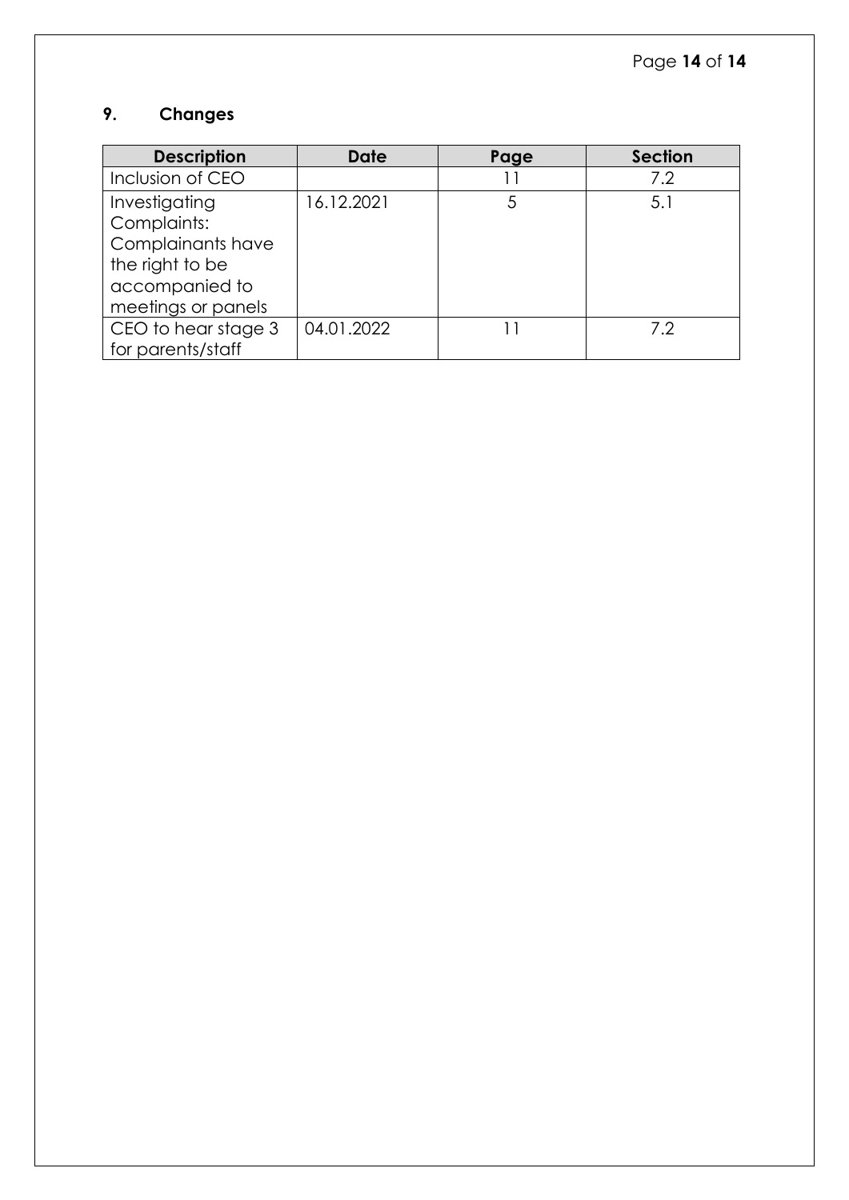## 9. Changes

| Description | Date | Page | Section |
|---|---|---|---|
| Inclusion of CEO | | 11 | 7.2 |
| Investigating Complaints: Complainants have the right to be accompanied to meetings or panels | 16.12.2021 | 5 | 5.1 |
| CEO to hear stage 3 for parents/staff | 04.01.2022 | 11 | 7.2 |